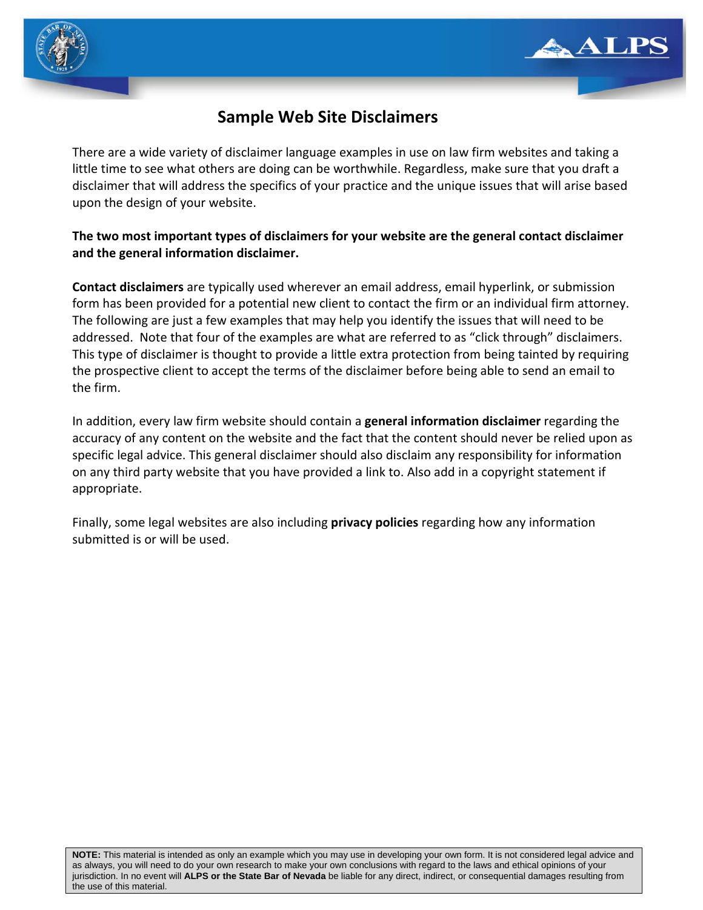# Sample Web Site Disclaimers

There are a wide variety of disclaimer language examples in use on law firm websites and taking a little time to see what others are doing can be worthwhile. Regardless, make sure that you draft a disclaimer that will address the specifics of your practice and the unique issues that will arise based upon the design of your website.

**The two most important types of disclaimers for your website are the general contact disclaimer and the general information disclaimer.**

**Contact disclaimers** are typically used wherever an email address, email hyperlink, or submission form has been provided for a potential new client to contact the firm or an individual firm attorney. The following are just a few examples that may help you identify the issues that will need to be addressed. Note that four of the examples are what are referred to as "click through" disclaimers. This type of disclaimer is thought to provide a little extra protection from being tainted by requiring the prospective client to accept the terms of the disclaimer before being able to send an email to the firm.

In addition, every law firm website should contain a **general information disclaimer** regarding the accuracy of any content on the website and the fact that the content should never be relied upon as specific legal advice. This general disclaimer should also disclaim any responsibility for information on any third party website that you have provided a link to. Also add in a copyright statement if appropriate.

Finally, some legal websites are also including **privacy policies** regarding how any information submitted is or will be used.

**NOTE:** This material is intended as only an example which you may use in developing your own form. It is not considered legal advice and as always, you will need to do your own research to make your own conclusions with regard to the laws and ethical opinions of your jurisdiction. In no event will **ALPS or the State Bar of Nevada** be liable for any direct, indirect, or consequential damages resulting from the use of this material.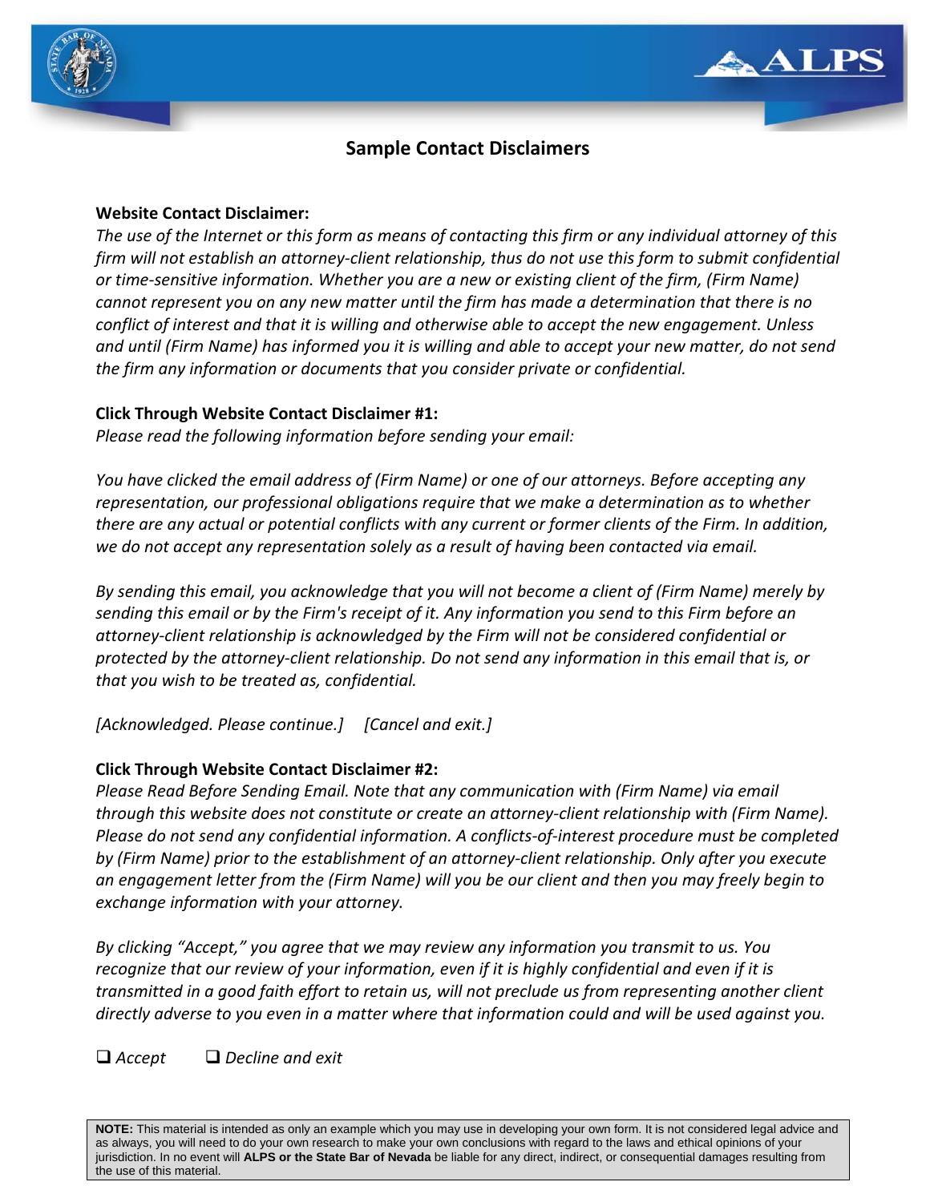# Sample Contact Disclaimers

**Website Contact Disclaimer:**

*The use of the Internet or this form as means of contacting this firm or any individual attorney of this firm will not establish an attorney-client relationship, thus do not use this form to submit confidential or time-sensitive information. Whether you are a new or existing client of the firm, (Firm Name) cannot represent you on any new matter until the firm has made a determination that there is no conflict of interest and that it is willing and otherwise able to accept the new engagement. Unless and until (Firm Name) has informed you it is willing and able to accept your new matter, do not send the firm any information or documents that you consider private or confidential.*

**Click Through Website Contact Disclaimer #1:**

*Please read the following information before sending your email:*

*You have clicked the email address of (Firm Name) or one of our attorneys. Before accepting any representation, our professional obligations require that we make a determination as to whether there are any actual or potential conflicts with any current or former clients of the Firm. In addition, we do not accept any representation solely as a result of having been contacted via email.*

*By sending this email, you acknowledge that you will not become a client of (Firm Name) merely by sending this email or by the Firm's receipt of it. Any information you send to this Firm before an attorney-client relationship is acknowledged by the Firm will not be considered confidential or protected by the attorney-client relationship. Do not send any information in this email that is, or that you wish to be treated as, confidential.*

*[Acknowledged. Please continue.]* *[Cancel and exit.]*

**Click Through Website Contact Disclaimer #2:**

*Please Read Before Sending Email. Note that any communication with (Firm Name) via email through this website does not constitute or create an attorney-client relationship with (Firm Name). Please do not send any confidential information. A conflicts-of-interest procedure must be completed by (Firm Name) prior to the establishment of an attorney-client relationship. Only after you execute an engagement letter from the (Firm Name) will you be our client and then you may freely begin to exchange information with your attorney.*

*By clicking "Accept," you agree that we may review any information you transmit to us. You recognize that our review of your information, even if it is highly confidential and even if it is transmitted in a good faith effort to retain us, will not preclude us from representing another client directly adverse to you even in a matter where that information could and will be used against you.*

❑ *Accept* ❑ *Decline and exit*

**NOTE:** This material is intended as only an example which you may use in developing your own form. It is not considered legal advice and as always, you will need to do your own research to make your own conclusions with regard to the laws and ethical opinions of your jurisdiction. In no event will **ALPS or the State Bar of Nevada** be liable for any direct, indirect, or consequential damages resulting from the use of this material.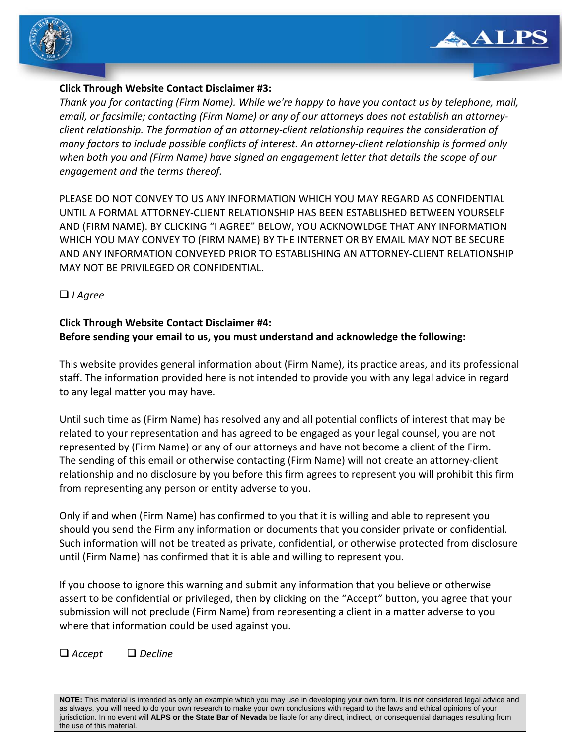**Click Through Website Contact Disclaimer #3:**

*Thank you for contacting (Firm Name). While we're happy to have you contact us by telephone, mail, email, or facsimile; contacting (Firm Name) or any of our attorneys does not establish an attorney-client relationship. The formation of an attorney-client relationship requires the consideration of many factors to include possible conflicts of interest. An attorney-client relationship is formed only when both you and (Firm Name) have signed an engagement letter that details the scope of our engagement and the terms thereof.*

PLEASE DO NOT CONVEY TO US ANY INFORMATION WHICH YOU MAY REGARD AS CONFIDENTIAL UNTIL A FORMAL ATTORNEY-CLIENT RELATIONSHIP HAS BEEN ESTABLISHED BETWEEN YOURSELF AND (FIRM NAME). BY CLICKING "I AGREE" BELOW, YOU ACKNOWLDGE THAT ANY INFORMATION WHICH YOU MAY CONVEY TO (FIRM NAME) BY THE INTERNET OR BY EMAIL MAY NOT BE SECURE AND ANY INFORMATION CONVEYED PRIOR TO ESTABLISHING AN ATTORNEY-CLIENT RELATIONSHIP MAY NOT BE PRIVILEGED OR CONFIDENTIAL.

❑ *I Agree*

**Click Through Website Contact Disclaimer #4:**
**Before sending your email to us, you must understand and acknowledge the following:**

This website provides general information about (Firm Name), its practice areas, and its professional staff. The information provided here is not intended to provide you with any legal advice in regard to any legal matter you may have.

Until such time as (Firm Name) has resolved any and all potential conflicts of interest that may be related to your representation and has agreed to be engaged as your legal counsel, you are not represented by (Firm Name) or any of our attorneys and have not become a client of the Firm. The sending of this email or otherwise contacting (Firm Name) will not create an attorney-client relationship and no disclosure by you before this firm agrees to represent you will prohibit this firm from representing any person or entity adverse to you.

Only if and when (Firm Name) has confirmed to you that it is willing and able to represent you should you send the Firm any information or documents that you consider private or confidential. Such information will not be treated as private, confidential, or otherwise protected from disclosure until (Firm Name) has confirmed that it is able and willing to represent you.

If you choose to ignore this warning and submit any information that you believe or otherwise assert to be confidential or privileged, then by clicking on the "Accept" button, you agree that your submission will not preclude (Firm Name) from representing a client in a matter adverse to you where that information could be used against you.

❑ *Accept* ❑ *Decline*

**NOTE:** This material is intended as only an example which you may use in developing your own form. It is not considered legal advice and as always, you will need to do your own research to make your own conclusions with regard to the laws and ethical opinions of your jurisdiction. In no event will **ALPS or the State Bar of Nevada** be liable for any direct, indirect, or consequential damages resulting from the use of this material.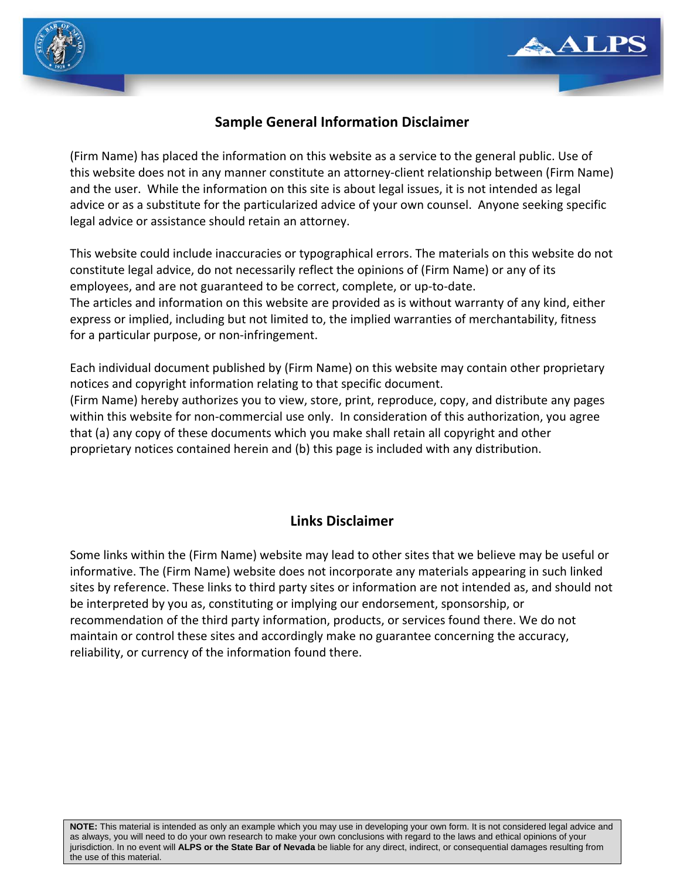## Sample General Information Disclaimer

(Firm Name) has placed the information on this website as a service to the general public. Use of this website does not in any manner constitute an attorney-client relationship between (Firm Name) and the user. While the information on this site is about legal issues, it is not intended as legal advice or as a substitute for the particularized advice of your own counsel. Anyone seeking specific legal advice or assistance should retain an attorney.

This website could include inaccuracies or typographical errors. The materials on this website do not constitute legal advice, do not necessarily reflect the opinions of (Firm Name) or any of its employees, and are not guaranteed to be correct, complete, or up-to-date.
The articles and information on this website are provided as is without warranty of any kind, either express or implied, including but not limited to, the implied warranties of merchantability, fitness for a particular purpose, or non-infringement.

Each individual document published by (Firm Name) on this website may contain other proprietary notices and copyright information relating to that specific document.
(Firm Name) hereby authorizes you to view, store, print, reproduce, copy, and distribute any pages within this website for non-commercial use only. In consideration of this authorization, you agree that (a) any copy of these documents which you make shall retain all copyright and other proprietary notices contained herein and (b) this page is included with any distribution.

## Links Disclaimer

Some links within the (Firm Name) website may lead to other sites that we believe may be useful or informative. The (Firm Name) website does not incorporate any materials appearing in such linked sites by reference. These links to third party sites or information are not intended as, and should not be interpreted by you as, constituting or implying our endorsement, sponsorship, or recommendation of the third party information, products, or services found there. We do not maintain or control these sites and accordingly make no guarantee concerning the accuracy, reliability, or currency of the information found there.

**NOTE:** This material is intended as only an example which you may use in developing your own form. It is not considered legal advice and as always, you will need to do your own research to make your own conclusions with regard to the laws and ethical opinions of your jurisdiction. In no event will **ALPS or the State Bar of Nevada** be liable for any direct, indirect, or consequential damages resulting from the use of this material.